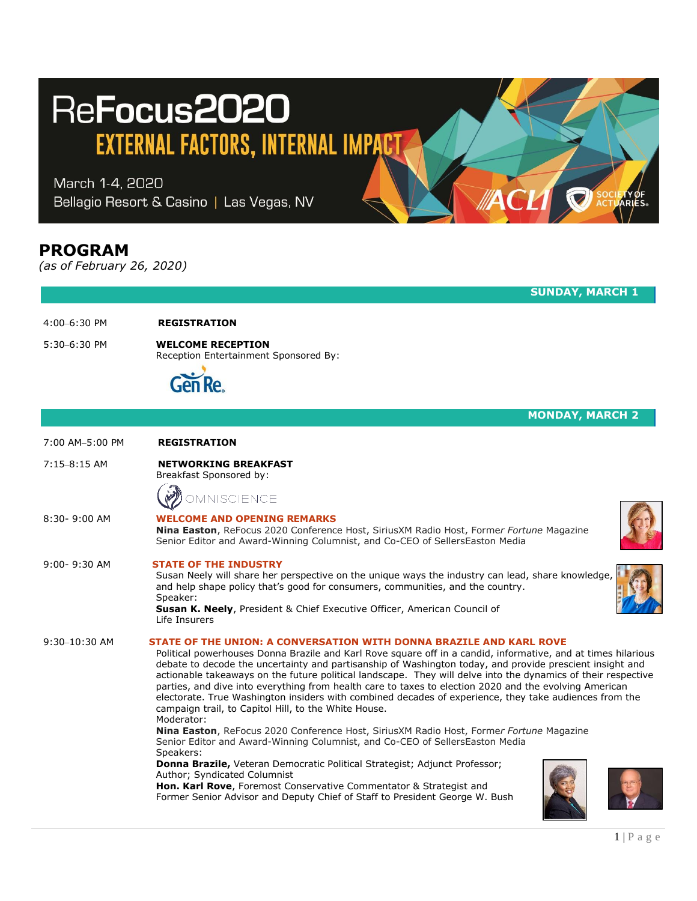# ReFocus2020

## EXTERNAL FACTORS, INTERNAL IMPACT

March 1-4, 2020
Bellagio Resort & Casino | Las Vegas, NV

ACLI | SOCIETY OF ACTUARIES

# PROGRAM

*(as of February 26, 2020)*

## SUNDAY, MARCH 1

4:00–6:30 PM **REGISTRATION**

5:30–6:30 PM **WELCOME RECEPTION**
Reception Entertainment Sponsored By:
Gen Re

## MONDAY, MARCH 2

7:00 AM–5:00 PM **REGISTRATION**

7:15–8:15 AM **NETWORKING BREAKFAST**
Breakfast Sponsored by:
OMNISCIENCE

8:30- 9:00 AM **WELCOME AND OPENING REMARKS**
**Nina Easton**, ReFocus 2020 Conference Host, SiriusXM Radio Host, Former *Fortune* Magazine Senior Editor and Award-Winning Columnist, and Co-CEO of SellersEaston Media

9:00- 9:30 AM **STATE OF THE INDUSTRY**
Susan Neely will share her perspective on the unique ways the industry can lead, share knowledge, and help shape policy that's good for consumers, communities, and the country.
Speaker:
**Susan K. Neely**, President & Chief Executive Officer, American Council of Life Insurers

9:30–10:30 AM **STATE OF THE UNION: A CONVERSATION WITH DONNA BRAZILE AND KARL ROVE**
Political powerhouses Donna Brazile and Karl Rove square off in a candid, informative, and at times hilarious debate to decode the uncertainty and partisanship of Washington today, and provide prescient insight and actionable takeaways on the future political landscape. They will delve into the dynamics of their respective parties, and dive into everything from health care to taxes to election 2020 and the evolving American electorate. True Washington insiders with combined decades of experience, they take audiences from the campaign trail, to Capitol Hill, to the White House.
Moderator:
**Nina Easton**, ReFocus 2020 Conference Host, SiriusXM Radio Host, Former *Fortune* Magazine Senior Editor and Award-Winning Columnist, and Co-CEO of SellersEaston Media
Speakers:
**Donna Brazile,** Veteran Democratic Political Strategist; Adjunct Professor; Author; Syndicated Columnist
**Hon. Karl Rove**, Foremost Conservative Commentator & Strategist and Former Senior Advisor and Deputy Chief of Staff to President George W. Bush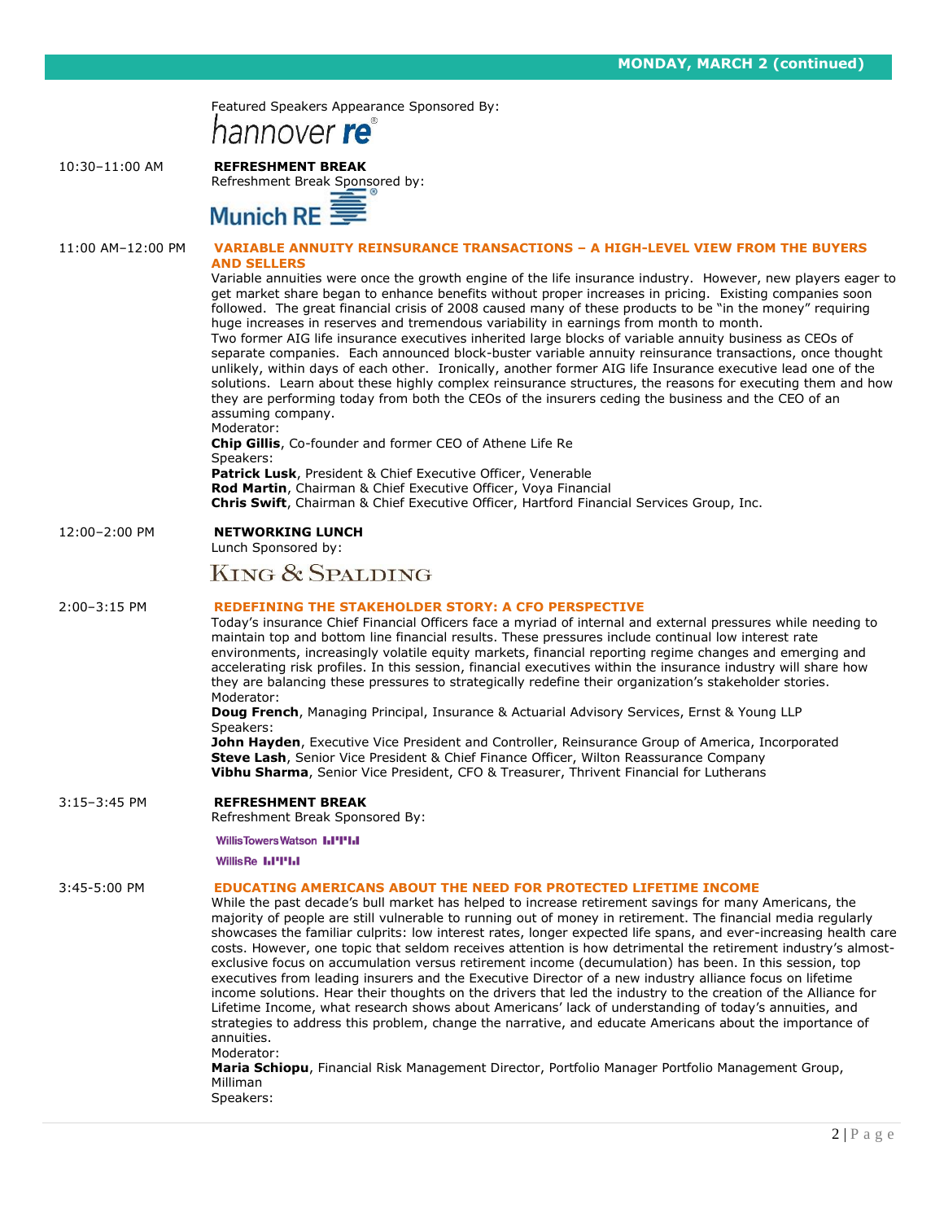## MONDAY, MARCH 2 (continued)

Featured Speakers Appearance Sponsored By:

hannover re®

10:30–11:00 AM **REFRESHMENT BREAK**

Refreshment Break Sponsored by:

Munich RE

11:00 AM–12:00 PM **VARIABLE ANNUITY REINSURANCE TRANSACTIONS – A HIGH-LEVEL VIEW FROM THE BUYERS AND SELLERS**

Variable annuities were once the growth engine of the life insurance industry. However, new players eager to get market share began to enhance benefits without proper increases in pricing. Existing companies soon followed. The great financial crisis of 2008 caused many of these products to be "in the money" requiring huge increases in reserves and tremendous variability in earnings from month to month.

Two former AIG life insurance executives inherited large blocks of variable annuity business as CEOs of separate companies. Each announced block-buster variable annuity reinsurance transactions, once thought unlikely, within days of each other. Ironically, another former AIG life Insurance executive lead one of the solutions. Learn about these highly complex reinsurance structures, the reasons for executing them and how they are performing today from both the CEOs of the insurers ceding the business and the CEO of an assuming company.

Moderator:

**Chip Gillis**, Co-founder and former CEO of Athene Life Re

Speakers:

**Patrick Lusk**, President & Chief Executive Officer, Venerable

**Rod Martin**, Chairman & Chief Executive Officer, Voya Financial

**Chris Swift**, Chairman & Chief Executive Officer, Hartford Financial Services Group, Inc.

12:00–2:00 PM **NETWORKING LUNCH**

Lunch Sponsored by:

KING & SPALDING

2:00–3:15 PM **REDEFINING THE STAKEHOLDER STORY: A CFO PERSPECTIVE**

Today's insurance Chief Financial Officers face a myriad of internal and external pressures while needing to maintain top and bottom line financial results. These pressures include continual low interest rate environments, increasingly volatile equity markets, financial reporting regime changes and emerging and accelerating risk profiles. In this session, financial executives within the insurance industry will share how they are balancing these pressures to strategically redefine their organization's stakeholder stories.

Moderator:

**Doug French**, Managing Principal, Insurance & Actuarial Advisory Services, Ernst & Young LLP

Speakers:

**John Hayden**, Executive Vice President and Controller, Reinsurance Group of America, Incorporated

**Steve Lash**, Senior Vice President & Chief Finance Officer, Wilton Reassurance Company

**Vibhu Sharma**, Senior Vice President, CFO & Treasurer, Thrivent Financial for Lutherans

3:15–3:45 PM **REFRESHMENT BREAK**

Refreshment Break Sponsored By:

WillisTowersWatson

WillisRe

3:45-5:00 PM **EDUCATING AMERICANS ABOUT THE NEED FOR PROTECTED LIFETIME INCOME**

While the past decade's bull market has helped to increase retirement savings for many Americans, the majority of people are still vulnerable to running out of money in retirement. The financial media regularly showcases the familiar culprits: low interest rates, longer expected life spans, and ever-increasing health care costs. However, one topic that seldom receives attention is how detrimental the retirement industry's almost-exclusive focus on accumulation versus retirement income (decumulation) has been. In this session, top executives from leading insurers and the Executive Director of a new industry alliance focus on lifetime income solutions. Hear their thoughts on the drivers that led the industry to the creation of the Alliance for Lifetime Income, what research shows about Americans' lack of understanding of today's annuities, and strategies to address this problem, change the narrative, and educate Americans about the importance of annuities.

Moderator:

**Maria Schiopu**, Financial Risk Management Director, Portfolio Manager Portfolio Management Group, Milliman

Speakers: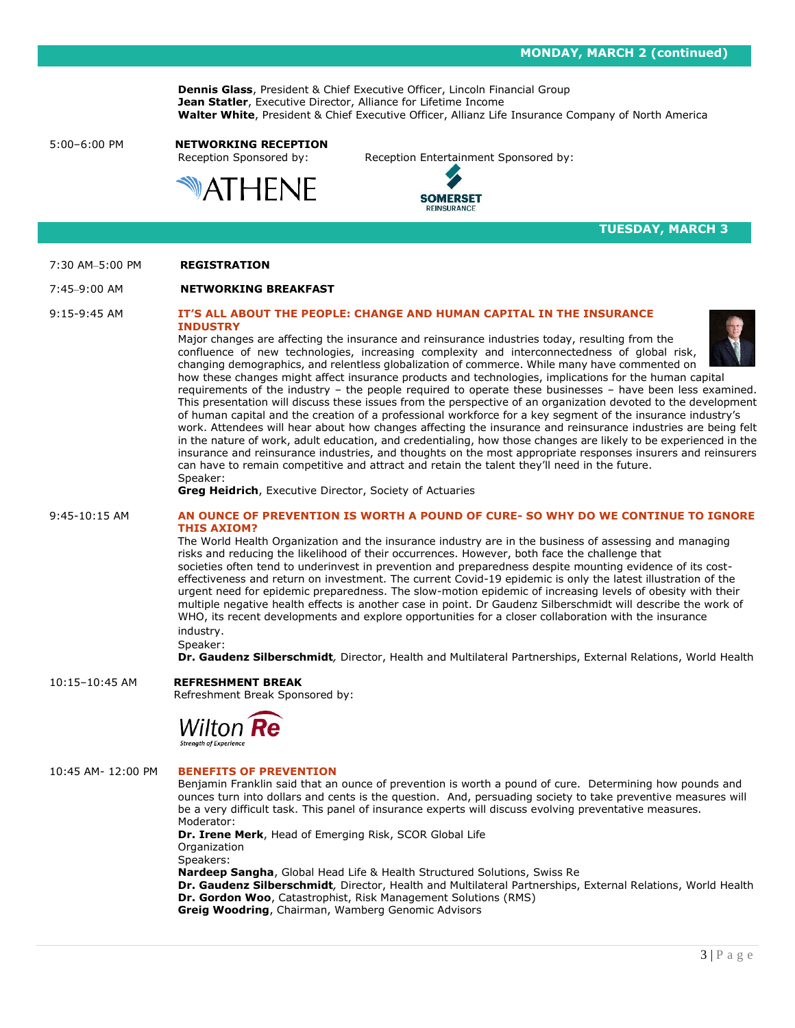## MONDAY, MARCH 2 (continued)

**Dennis Glass**, President & Chief Executive Officer, Lincoln Financial Group
**Jean Statler**, Executive Director, Alliance for Lifetime Income
**Walter White**, President & Chief Executive Officer, Allianz Life Insurance Company of North America

5:00–6:00 PM **NETWORKING RECEPTION**

Reception Sponsored by: ATHENE

Reception Entertainment Sponsored by: SOMERSET REINSURANCE

## TUESDAY, MARCH 3

7:30 AM–5:00 PM **REGISTRATION**

7:45–9:00 AM **NETWORKING BREAKFAST**

9:15-9:45 AM **IT'S ALL ABOUT THE PEOPLE: CHANGE AND HUMAN CAPITAL IN THE INSURANCE INDUSTRY**

Major changes are affecting the insurance and reinsurance industries today, resulting from the confluence of new technologies, increasing complexity and interconnectedness of global risk, changing demographics, and relentless globalization of commerce. While many have commented on how these changes might affect insurance products and technologies, implications for the human capital requirements of the industry – the people required to operate these businesses – have been less examined. This presentation will discuss these issues from the perspective of an organization devoted to the development of human capital and the creation of a professional workforce for a key segment of the insurance industry's work. Attendees will hear about how changes affecting the insurance and reinsurance industries are being felt in the nature of work, adult education, and credentialing, how those changes are likely to be experienced in the insurance and reinsurance industries, and thoughts on the most appropriate responses insurers and reinsurers can have to remain competitive and attract and retain the talent they'll need in the future.

Speaker:
**Greg Heidrich**, Executive Director, Society of Actuaries

9:45-10:15 AM **AN OUNCE OF PREVENTION IS WORTH A POUND OF CURE- SO WHY DO WE CONTINUE TO IGNORE THIS AXIOM?**

The World Health Organization and the insurance industry are in the business of assessing and managing risks and reducing the likelihood of their occurrences. However, both face the challenge that societies often tend to underinvest in prevention and preparedness despite mounting evidence of its cost-effectiveness and return on investment. The current Covid-19 epidemic is only the latest illustration of the urgent need for epidemic preparedness. The slow-motion epidemic of increasing levels of obesity with their multiple negative health effects is another case in point. Dr Gaudenz Silberschmidt will describe the work of WHO, its recent developments and explore opportunities for a closer collaboration with the insurance industry.

Speaker:
**Dr. Gaudenz Silberschmidt***,* Director, Health and Multilateral Partnerships, External Relations, World Health Organization

10:15–10:45 AM **REFRESHMENT BREAK**

Refreshment Break Sponsored by: Wilton Re, Strength of Experience

10:45 AM- 12:00 PM **BENEFITS OF PREVENTION**

Benjamin Franklin said that an ounce of prevention is worth a pound of cure. Determining how pounds and ounces turn into dollars and cents is the question. And, persuading society to take preventive measures will be a very difficult task. This panel of insurance experts will discuss evolving preventative measures.

Moderator:
**Dr. Irene Merk**, Head of Emerging Risk, SCOR Global Life

Speakers:
**Nardeep Sangha**, Global Head Life & Health Structured Solutions, Swiss Re
**Dr. Gaudenz Silberschmidt***,* Director, Health and Multilateral Partnerships, External Relations, World Health Organization
**Dr. Gordon Woo**, Catastrophist, Risk Management Solutions (RMS)
**Greig Woodring**, Chairman, Wamberg Genomic Advisors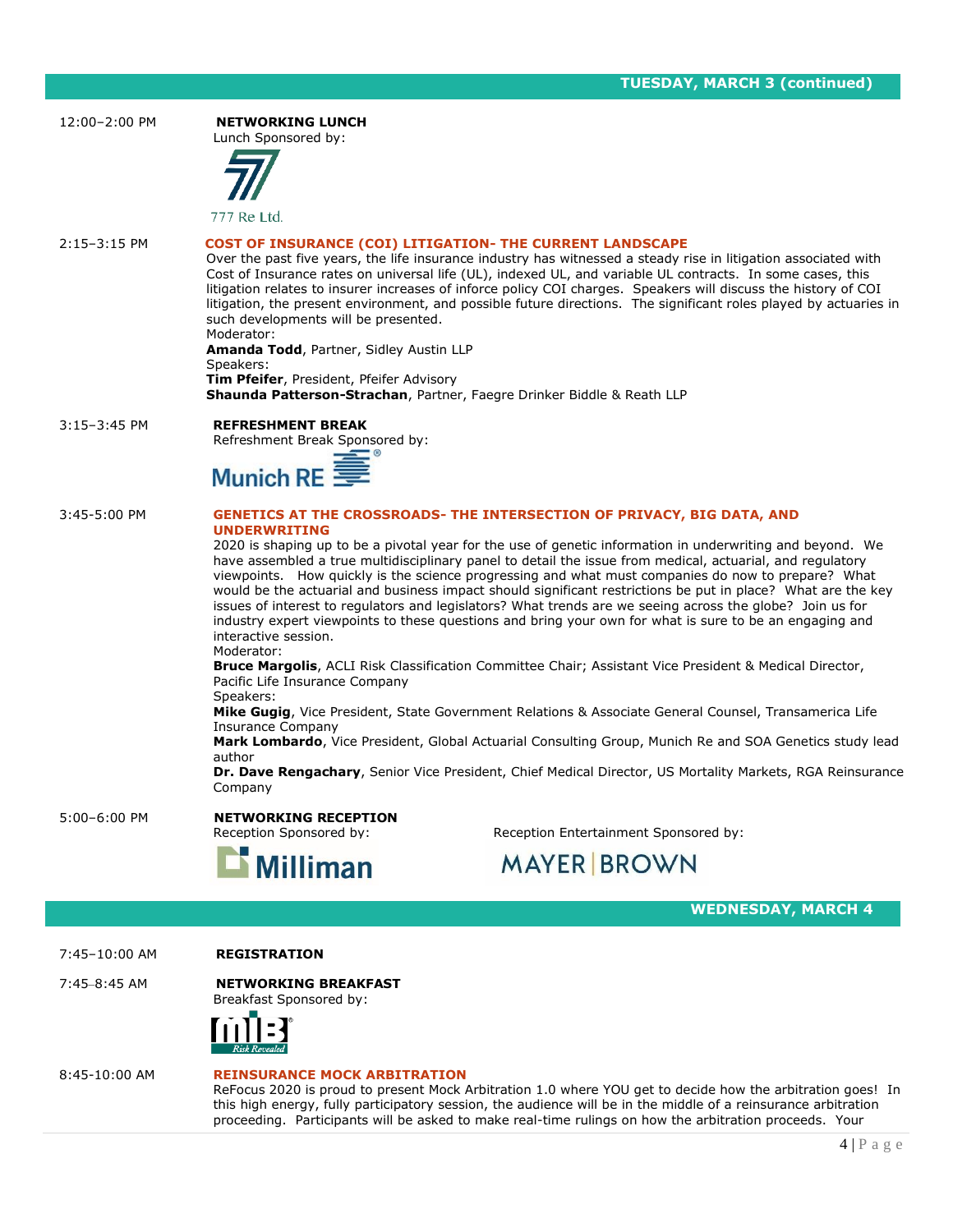## TUESDAY, MARCH 3 (continued)

**12:00–2:00 PM**

**NETWORKING LUNCH**

Lunch Sponsored by:

777 Re Ltd.

**2:15–3:15 PM**

**COST OF INSURANCE (COI) LITIGATION- THE CURRENT LANDSCAPE**

Over the past five years, the life insurance industry has witnessed a steady rise in litigation associated with Cost of Insurance rates on universal life (UL), indexed UL, and variable UL contracts. In some cases, this litigation relates to insurer increases of inforce policy COI charges. Speakers will discuss the history of COI litigation, the present environment, and possible future directions. The significant roles played by actuaries in such developments will be presented.

Moderator:
**Amanda Todd**, Partner, Sidley Austin LLP

Speakers:
**Tim Pfeifer**, President, Pfeifer Advisory
**Shaunda Patterson-Strachan**, Partner, Faegre Drinker Biddle & Reath LLP

**3:15–3:45 PM**

**REFRESHMENT BREAK**

Refreshment Break Sponsored by:

Munich RE

**3:45-5:00 PM**

**GENETICS AT THE CROSSROADS- THE INTERSECTION OF PRIVACY, BIG DATA, AND UNDERWRITING**

2020 is shaping up to be a pivotal year for the use of genetic information in underwriting and beyond. We have assembled a true multidisciplinary panel to detail the issue from medical, actuarial, and regulatory viewpoints. How quickly is the science progressing and what must companies do now to prepare? What would be the actuarial and business impact should significant restrictions be put in place? What are the key issues of interest to regulators and legislators? What trends are we seeing across the globe? Join us for industry expert viewpoints to these questions and bring your own for what is sure to be an engaging and interactive session.

Moderator:
**Bruce Margolis**, ACLI Risk Classification Committee Chair; Assistant Vice President & Medical Director, Pacific Life Insurance Company

Speakers:
**Mike Gugig**, Vice President, State Government Relations & Associate General Counsel, Transamerica Life Insurance Company
**Mark Lombardo**, Vice President, Global Actuarial Consulting Group, Munich Re and SOA Genetics study lead author
**Dr. Dave Rengachary**, Senior Vice President, Chief Medical Director, US Mortality Markets, RGA Reinsurance Company

**5:00–6:00 PM**

**NETWORKING RECEPTION**

Reception Sponsored by: Milliman

Reception Entertainment Sponsored by: MAYER | BROWN

## WEDNESDAY, MARCH 4

**7:45–10:00 AM**

**REGISTRATION**

**7:45–8:45 AM**

**NETWORKING BREAKFAST**

Breakfast Sponsored by:

MIB Risk Revealed

**8:45-10:00 AM**

**REINSURANCE MOCK ARBITRATION**

ReFocus 2020 is proud to present Mock Arbitration 1.0 where YOU get to decide how the arbitration goes! In this high energy, fully participatory session, the audience will be in the middle of a reinsurance arbitration proceeding. Participants will be asked to make real-time rulings on how the arbitration proceeds. Your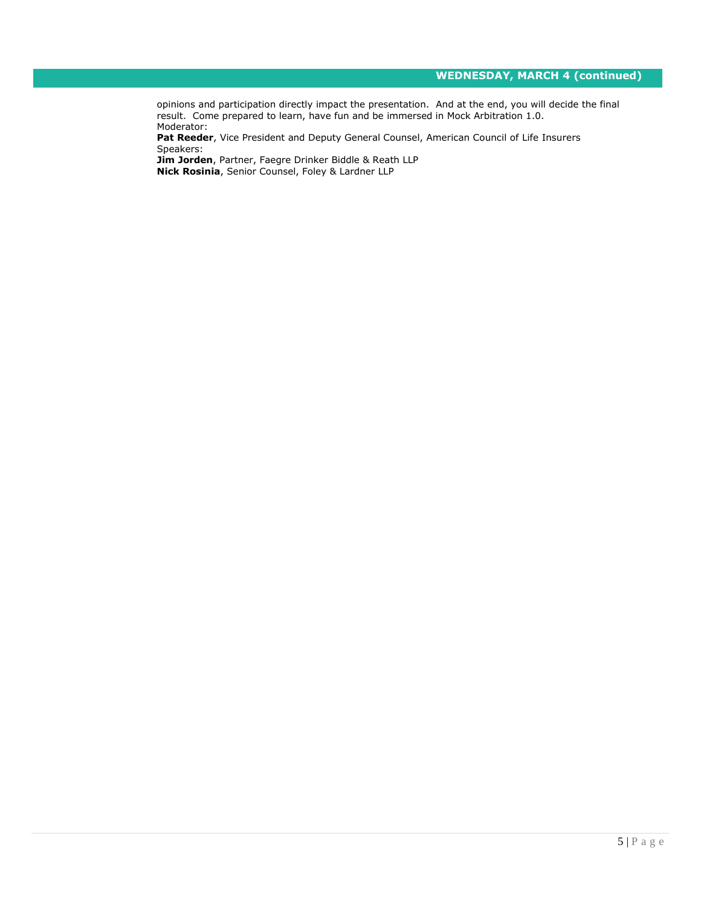## WEDNESDAY, MARCH 4 (continued)

opinions and participation directly impact the presentation. And at the end, you will decide the final result. Come prepared to learn, have fun and be immersed in Mock Arbitration 1.0.

Moderator:

**Pat Reeder**, Vice President and Deputy General Counsel, American Council of Life Insurers

Speakers:

**Jim Jorden**, Partner, Faegre Drinker Biddle & Reath LLP

**Nick Rosinia**, Senior Counsel, Foley & Lardner LLP